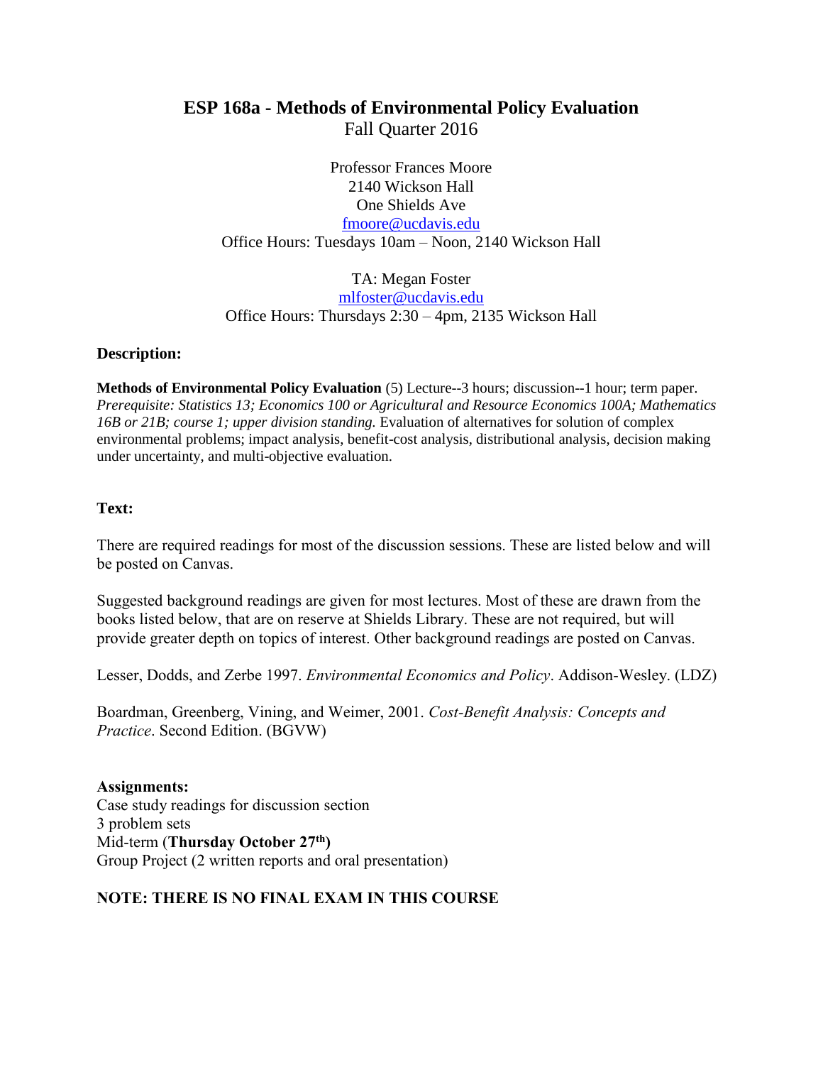# ESP 168a - Methods of Environmental Policy Evaluation

Fall Quarter 2016

Professor Frances Moore
2140 Wickson Hall
One Shields Ave
fmoore@ucdavis.edu
Office Hours: Tuesdays 10am – Noon, 2140 Wickson Hall

TA: Megan Foster
mlfoster@ucdavis.edu
Office Hours: Thursdays 2:30 – 4pm, 2135 Wickson Hall

**Description:**

**Methods of Environmental Policy Evaluation** (5) Lecture--3 hours; discussion--1 hour; term paper. *Prerequisite: Statistics 13; Economics 100 or Agricultural and Resource Economics 100A; Mathematics 16B or 21B; course 1; upper division standing.* Evaluation of alternatives for solution of complex environmental problems; impact analysis, benefit-cost analysis, distributional analysis, decision making under uncertainty, and multi-objective evaluation.

**Text:**

There are required readings for most of the discussion sessions. These are listed below and will be posted on Canvas.

Suggested background readings are given for most lectures. Most of these are drawn from the books listed below, that are on reserve at Shields Library. These are not required, but will provide greater depth on topics of interest. Other background readings are posted on Canvas.

Lesser, Dodds, and Zerbe 1997. *Environmental Economics and Policy*. Addison-Wesley. (LDZ)

Boardman, Greenberg, Vining, and Weimer, 2001. *Cost-Benefit Analysis: Concepts and Practice*. Second Edition. (BGVW)

**Assignments:**
Case study readings for discussion section
3 problem sets
Mid-term (**Thursday October 27th**)
Group Project (2 written reports and oral presentation)

**NOTE: THERE IS NO FINAL EXAM IN THIS COURSE**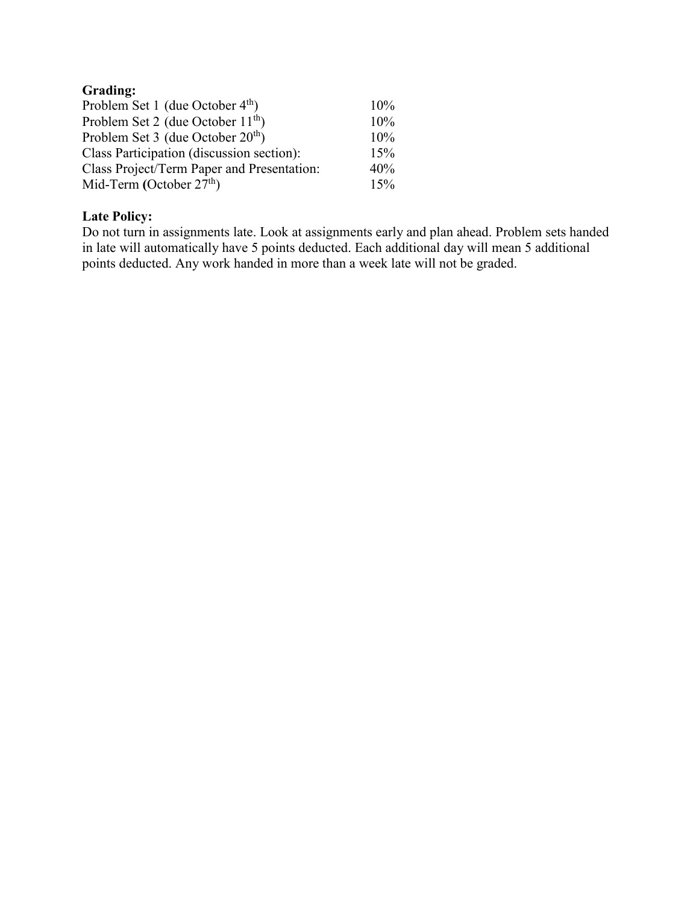**Grading:**

| | |
|---|---|
| Problem Set 1 (due October 4th) | 10% |
| Problem Set 2 (due October 11th) | 10% |
| Problem Set 3 (due October 20th) | 10% |
| Class Participation (discussion section): | 15% |
| Class Project/Term Paper and Presentation: | 40% |
| Mid-Term **(**October 27th) | 15% |

**Late Policy:**

Do not turn in assignments late. Look at assignments early and plan ahead. Problem sets handed in late will automatically have 5 points deducted. Each additional day will mean 5 additional points deducted. Any work handed in more than a week late will not be graded.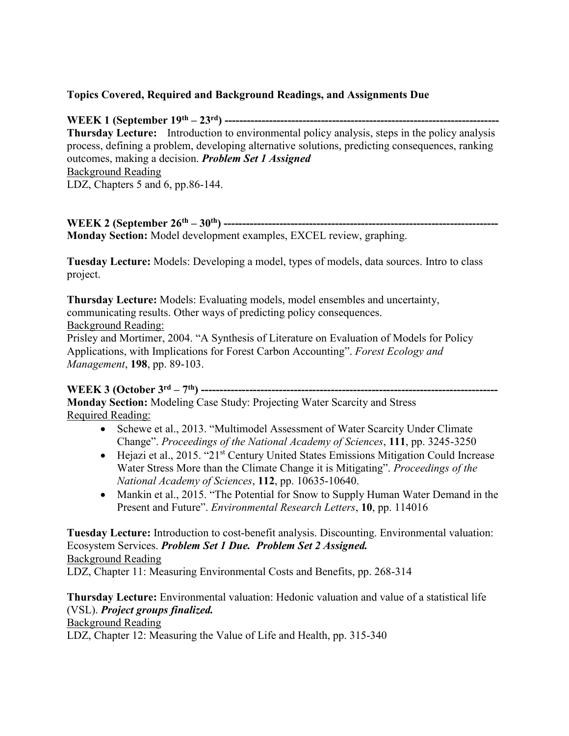**Topics Covered, Required and Background Readings, and Assignments Due**

**WEEK 1 (September 19th – 23rd) ------------------------------------------------------------------------**

**Thursday Lecture:** Introduction to environmental policy analysis, steps in the policy analysis process, defining a problem, developing alternative solutions, predicting consequences, ranking outcomes, making a decision. ***Problem Set 1 Assigned***

Background Reading

LDZ, Chapters 5 and 6, pp.86-144.

**WEEK 2 (September 26th – 30th) ------------------------------------------------------------------------**

**Monday Section:** Model development examples, EXCEL review, graphing.

**Tuesday Lecture:** Models: Developing a model, types of models, data sources. Intro to class project.

**Thursday Lecture:** Models: Evaluating models, model ensembles and uncertainty, communicating results. Other ways of predicting policy consequences.

Background Reading:

Prisley and Mortimer, 2004. "A Synthesis of Literature on Evaluation of Models for Policy Applications, with Implications for Forest Carbon Accounting". *Forest Ecology and Management*, **198**, pp. 89-103.

**WEEK 3 (October 3rd – 7th) ------------------------------------------------------------------------------**

**Monday Section:** Modeling Case Study: Projecting Water Scarcity and Stress

Required Reading:

- Schewe et al., 2013. "Multimodel Assessment of Water Scarcity Under Climate Change". *Proceedings of the National Academy of Sciences*, **111**, pp. 3245-3250
- Hejazi et al., 2015. "21st Century United States Emissions Mitigation Could Increase Water Stress More than the Climate Change it is Mitigating". *Proceedings of the National Academy of Sciences*, **112**, pp. 10635-10640.
- Mankin et al., 2015. "The Potential for Snow to Supply Human Water Demand in the Present and Future". *Environmental Research Letters*, **10**, pp. 114016

**Tuesday Lecture:** Introduction to cost-benefit analysis. Discounting. Environmental valuation: Ecosystem Services. ***Problem Set 1 Due. Problem Set 2 Assigned.***

Background Reading

LDZ, Chapter 11: Measuring Environmental Costs and Benefits, pp. 268-314

**Thursday Lecture:** Environmental valuation: Hedonic valuation and value of a statistical life (VSL). ***Project groups finalized.***

Background Reading

LDZ, Chapter 12: Measuring the Value of Life and Health, pp. 315-340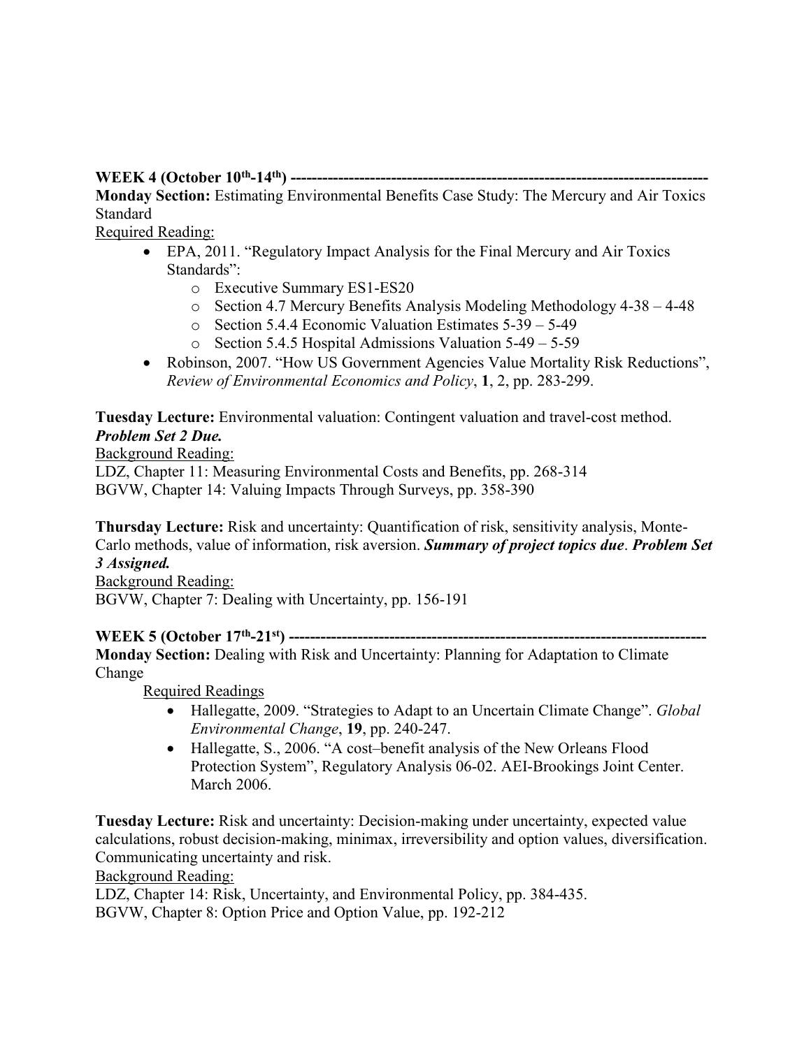**WEEK 4 (October 10th-14th) -----------------------------------------------------------------------------**

**Monday Section:** Estimating Environmental Benefits Case Study: The Mercury and Air Toxics Standard

Required Reading:

- EPA, 2011. "Regulatory Impact Analysis for the Final Mercury and Air Toxics Standards":
  - Executive Summary ES1-ES20
  - Section 4.7 Mercury Benefits Analysis Modeling Methodology 4-38 – 4-48
  - Section 5.4.4 Economic Valuation Estimates 5-39 – 5-49
  - Section 5.4.5 Hospital Admissions Valuation 5-49 – 5-59
- Robinson, 2007. "How US Government Agencies Value Mortality Risk Reductions", *Review of Environmental Economics and Policy*, **1**, 2, pp. 283-299.

**Tuesday Lecture:** Environmental valuation: Contingent valuation and travel-cost method. ***Problem Set 2 Due.***

Background Reading:

LDZ, Chapter 11: Measuring Environmental Costs and Benefits, pp. 268-314

BGVW, Chapter 14: Valuing Impacts Through Surveys, pp. 358-390

**Thursday Lecture:** Risk and uncertainty: Quantification of risk, sensitivity analysis, Monte-Carlo methods, value of information, risk aversion. ***Summary of project topics due***. ***Problem Set 3 Assigned.***

Background Reading:

BGVW, Chapter 7: Dealing with Uncertainty, pp. 156-191

**WEEK 5 (October 17th-21st) -----------------------------------------------------------------------------**

**Monday Section:** Dealing with Risk and Uncertainty: Planning for Adaptation to Climate Change

Required Readings

- Hallegatte, 2009. "Strategies to Adapt to an Uncertain Climate Change". *Global Environmental Change*, **19**, pp. 240-247.
- Hallegatte, S., 2006. "A cost–benefit analysis of the New Orleans Flood Protection System", Regulatory Analysis 06-02. AEI-Brookings Joint Center. March 2006.

**Tuesday Lecture:** Risk and uncertainty: Decision-making under uncertainty, expected value calculations, robust decision-making, minimax, irreversibility and option values, diversification. Communicating uncertainty and risk.

Background Reading:

LDZ, Chapter 14: Risk, Uncertainty, and Environmental Policy, pp. 384-435.

BGVW, Chapter 8: Option Price and Option Value, pp. 192-212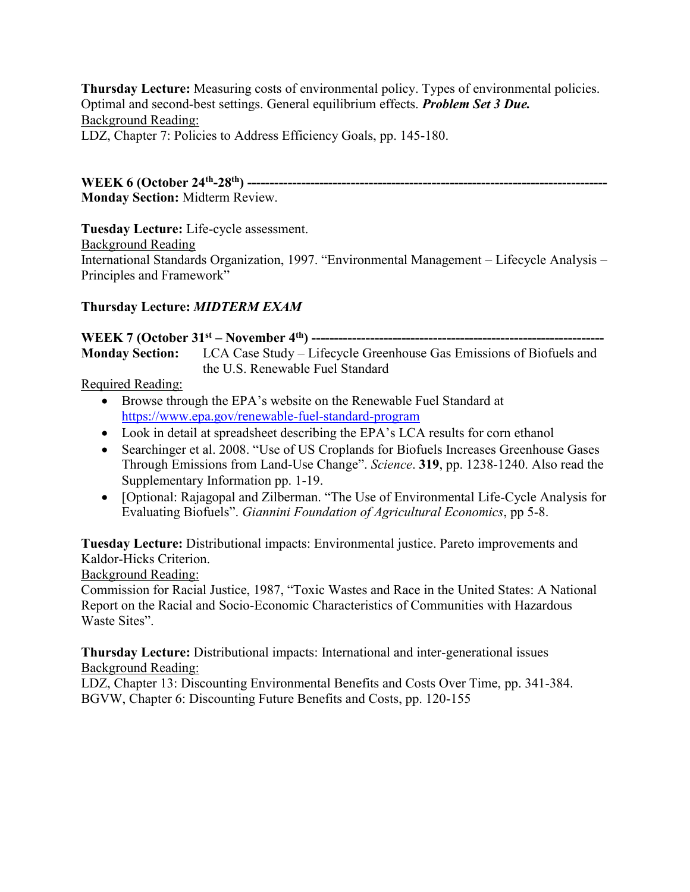**Thursday Lecture:** Measuring costs of environmental policy. Types of environmental policies. Optimal and second-best settings. General equilibrium effects. ***Problem Set 3 Due.***
Background Reading:
LDZ, Chapter 7: Policies to Address Efficiency Goals, pp. 145-180.

**WEEK 6 (October 24th-28th) -------------------------------------------------------------------------------**
**Monday Section:** Midterm Review.

**Tuesday Lecture:** Life-cycle assessment.
Background Reading
International Standards Organization, 1997. "Environmental Management – Lifecycle Analysis – Principles and Framework"

**Thursday Lecture:** ***MIDTERM EXAM***

**WEEK 7 (October 31st – November 4th) -----------------------------------------------------------------**
**Monday Section:** LCA Case Study – Lifecycle Greenhouse Gas Emissions of Biofuels and the U.S. Renewable Fuel Standard

Required Reading:

- Browse through the EPA's website on the Renewable Fuel Standard at https://www.epa.gov/renewable-fuel-standard-program
- Look in detail at spreadsheet describing the EPA's LCA results for corn ethanol
- Searchinger et al. 2008. "Use of US Croplands for Biofuels Increases Greenhouse Gases Through Emissions from Land-Use Change". *Science*. **319**, pp. 1238-1240. Also read the Supplementary Information pp. 1-19.
- [Optional: Rajagopal and Zilberman. "The Use of Environmental Life-Cycle Analysis for Evaluating Biofuels". *Giannini Foundation of Agricultural Economics*, pp 5-8.

**Tuesday Lecture:** Distributional impacts: Environmental justice. Pareto improvements and Kaldor-Hicks Criterion.
Background Reading:
Commission for Racial Justice, 1987, "Toxic Wastes and Race in the United States: A National Report on the Racial and Socio-Economic Characteristics of Communities with Hazardous Waste Sites".

**Thursday Lecture:** Distributional impacts: International and inter-generational issues
Background Reading:
LDZ, Chapter 13: Discounting Environmental Benefits and Costs Over Time, pp. 341-384.
BGVW, Chapter 6: Discounting Future Benefits and Costs, pp. 120-155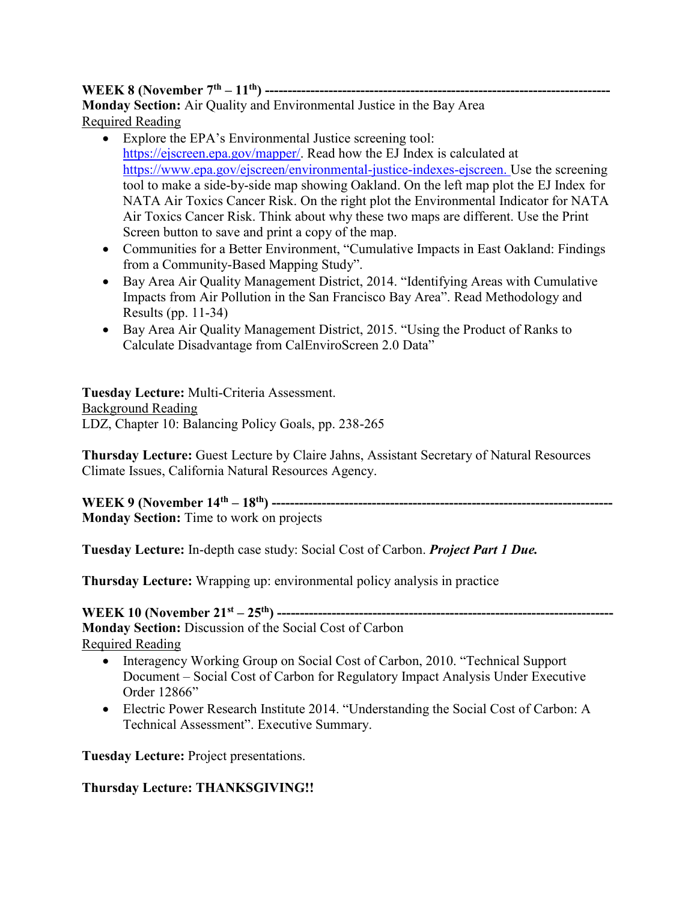**WEEK 8 (November 7th – 11th) ---------------------------------------------------------------------------**

**Monday Section:** Air Quality and Environmental Justice in the Bay Area

Required Reading

- Explore the EPA's Environmental Justice screening tool: https://ejscreen.epa.gov/mapper/. Read how the EJ Index is calculated at https://www.epa.gov/ejscreen/environmental-justice-indexes-ejscreen. Use the screening tool to make a side-by-side map showing Oakland. On the left map plot the EJ Index for NATA Air Toxics Cancer Risk. On the right plot the Environmental Indicator for NATA Air Toxics Cancer Risk. Think about why these two maps are different. Use the Print Screen button to save and print a copy of the map.
- Communities for a Better Environment, "Cumulative Impacts in East Oakland: Findings from a Community-Based Mapping Study".
- Bay Area Air Quality Management District, 2014. "Identifying Areas with Cumulative Impacts from Air Pollution in the San Francisco Bay Area". Read Methodology and Results (pp. 11-34)
- Bay Area Air Quality Management District, 2015. "Using the Product of Ranks to Calculate Disadvantage from CalEnviroScreen 2.0 Data"

**Tuesday Lecture:** Multi-Criteria Assessment.

Background Reading

LDZ, Chapter 10: Balancing Policy Goals, pp. 238-265

**Thursday Lecture:** Guest Lecture by Claire Jahns, Assistant Secretary of Natural Resources Climate Issues, California Natural Resources Agency.

**WEEK 9 (November 14th – 18th) -------------------------------------------------------------------------**

**Monday Section:** Time to work on projects

**Tuesday Lecture:** In-depth case study: Social Cost of Carbon. ***Project Part 1 Due.***

**Thursday Lecture:** Wrapping up: environmental policy analysis in practice

**WEEK 10 (November 21st – 25th) -----------------------------------------------------------------------**

**Monday Section:** Discussion of the Social Cost of Carbon

Required Reading

- Interagency Working Group on Social Cost of Carbon, 2010. "Technical Support Document – Social Cost of Carbon for Regulatory Impact Analysis Under Executive Order 12866"
- Electric Power Research Institute 2014. "Understanding the Social Cost of Carbon: A Technical Assessment". Executive Summary.

**Tuesday Lecture:** Project presentations.

**Thursday Lecture: THANKSGIVING!!**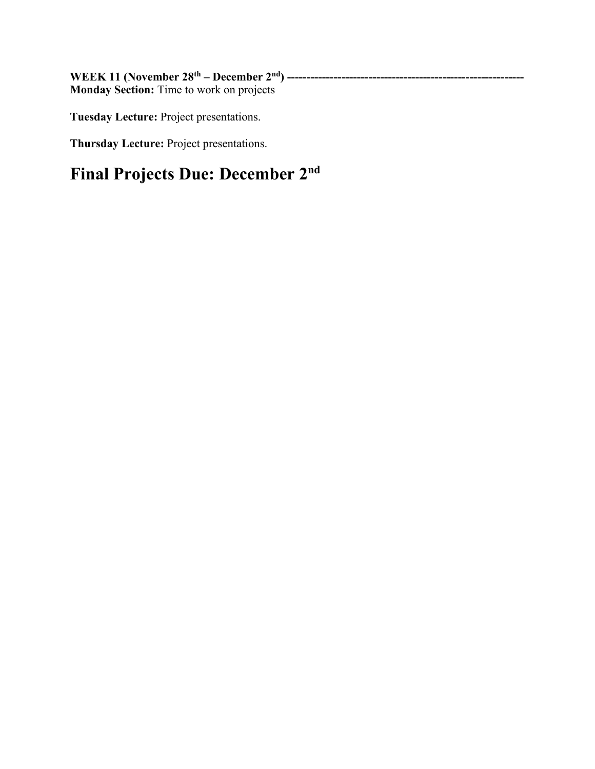**WEEK 11 (November 28th – December 2nd) ------------------------------------------------------------**
**Monday Section:** Time to work on projects

**Tuesday Lecture:** Project presentations.

**Thursday Lecture:** Project presentations.

# Final Projects Due: December 2nd